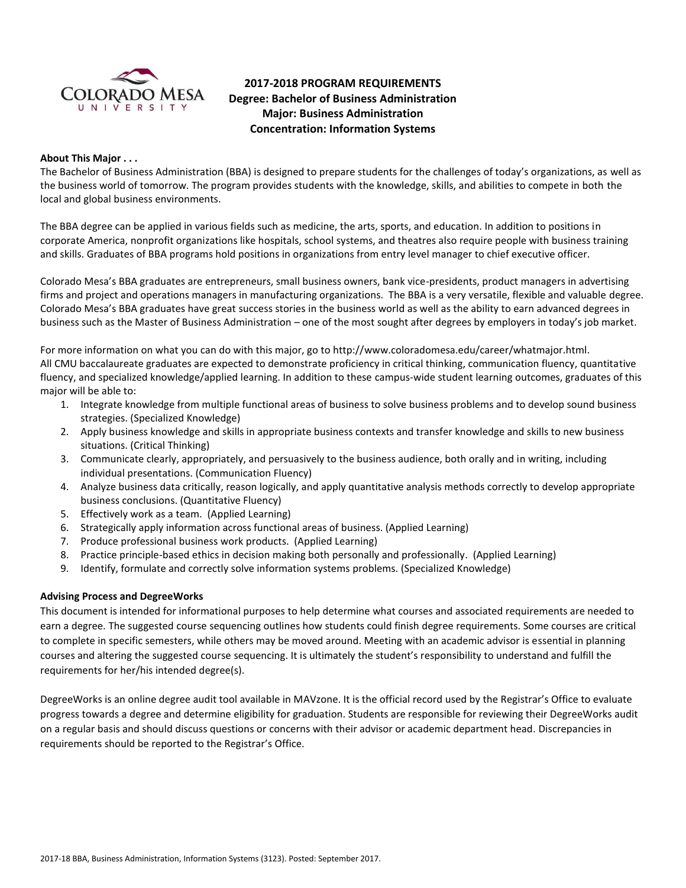# 2017-2018 PROGRAM REQUIREMENTS
## Degree: Bachelor of Business Administration
## Major: Business Administration
## Concentration: Information Systems

**About This Major . . .**

The Bachelor of Business Administration (BBA) is designed to prepare students for the challenges of today's organizations, as well as the business world of tomorrow. The program provides students with the knowledge, skills, and abilities to compete in both the local and global business environments.

The BBA degree can be applied in various fields such as medicine, the arts, sports, and education. In addition to positions in corporate America, nonprofit organizations like hospitals, school systems, and theatres also require people with business training and skills. Graduates of BBA programs hold positions in organizations from entry level manager to chief executive officer.

Colorado Mesa's BBA graduates are entrepreneurs, small business owners, bank vice-presidents, product managers in advertising firms and project and operations managers in manufacturing organizations. The BBA is a very versatile, flexible and valuable degree. Colorado Mesa's BBA graduates have great success stories in the business world as well as the ability to earn advanced degrees in business such as the Master of Business Administration – one of the most sought after degrees by employers in today's job market.

For more information on what you can do with this major, go to http://www.coloradomesa.edu/career/whatmajor.html.
All CMU baccalaureate graduates are expected to demonstrate proficiency in critical thinking, communication fluency, quantitative fluency, and specialized knowledge/applied learning. In addition to these campus-wide student learning outcomes, graduates of this major will be able to:

1. Integrate knowledge from multiple functional areas of business to solve business problems and to develop sound business strategies. (Specialized Knowledge)
2. Apply business knowledge and skills in appropriate business contexts and transfer knowledge and skills to new business situations. (Critical Thinking)
3. Communicate clearly, appropriately, and persuasively to the business audience, both orally and in writing, including individual presentations. (Communication Fluency)
4. Analyze business data critically, reason logically, and apply quantitative analysis methods correctly to develop appropriate business conclusions. (Quantitative Fluency)
5. Effectively work as a team. (Applied Learning)
6. Strategically apply information across functional areas of business. (Applied Learning)
7. Produce professional business work products. (Applied Learning)
8. Practice principle-based ethics in decision making both personally and professionally. (Applied Learning)
9. Identify, formulate and correctly solve information systems problems. (Specialized Knowledge)

**Advising Process and DegreeWorks**

This document is intended for informational purposes to help determine what courses and associated requirements are needed to earn a degree. The suggested course sequencing outlines how students could finish degree requirements. Some courses are critical to complete in specific semesters, while others may be moved around. Meeting with an academic advisor is essential in planning courses and altering the suggested course sequencing. It is ultimately the student's responsibility to understand and fulfill the requirements for her/his intended degree(s).

DegreeWorks is an online degree audit tool available in MAVzone. It is the official record used by the Registrar's Office to evaluate progress towards a degree and determine eligibility for graduation. Students are responsible for reviewing their DegreeWorks audit on a regular basis and should discuss questions or concerns with their advisor or academic department head. Discrepancies in requirements should be reported to the Registrar's Office.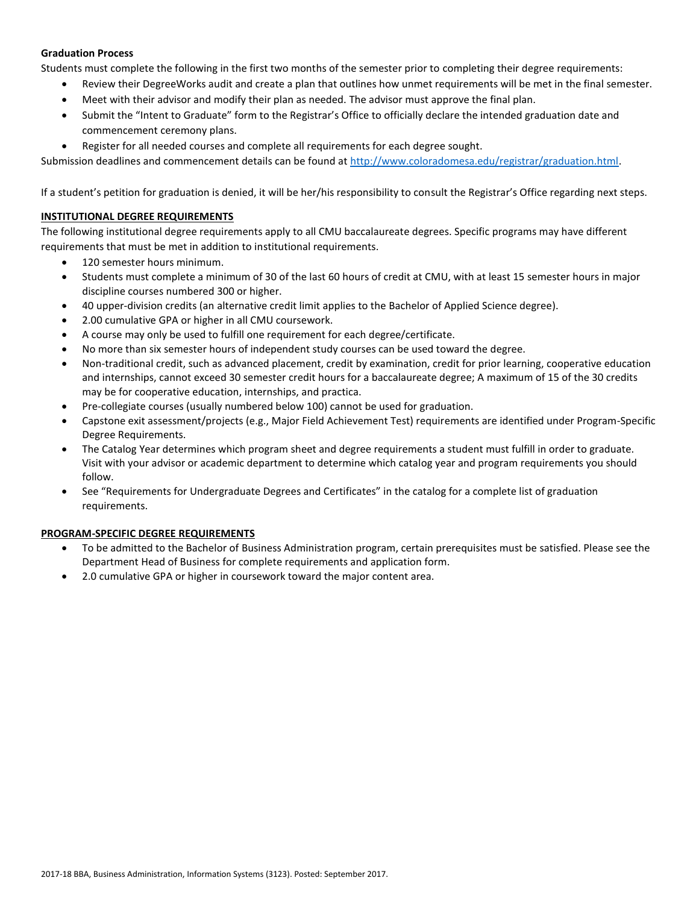**Graduation Process**

Students must complete the following in the first two months of the semester prior to completing their degree requirements:

- Review their DegreeWorks audit and create a plan that outlines how unmet requirements will be met in the final semester.
- Meet with their advisor and modify their plan as needed. The advisor must approve the final plan.
- Submit the "Intent to Graduate" form to the Registrar's Office to officially declare the intended graduation date and commencement ceremony plans.
- Register for all needed courses and complete all requirements for each degree sought.

Submission deadlines and commencement details can be found at [http://www.coloradomesa.edu/registrar/graduation.html](http://www.coloradomesa.edu/registrar/graduation.html).

If a student's petition for graduation is denied, it will be her/his responsibility to consult the Registrar's Office regarding next steps.

**INSTITUTIONAL DEGREE REQUIREMENTS**

The following institutional degree requirements apply to all CMU baccalaureate degrees. Specific programs may have different requirements that must be met in addition to institutional requirements.

- 120 semester hours minimum.
- Students must complete a minimum of 30 of the last 60 hours of credit at CMU, with at least 15 semester hours in major discipline courses numbered 300 or higher.
- 40 upper-division credits (an alternative credit limit applies to the Bachelor of Applied Science degree).
- 2.00 cumulative GPA or higher in all CMU coursework.
- A course may only be used to fulfill one requirement for each degree/certificate.
- No more than six semester hours of independent study courses can be used toward the degree.
- Non-traditional credit, such as advanced placement, credit by examination, credit for prior learning, cooperative education and internships, cannot exceed 30 semester credit hours for a baccalaureate degree; A maximum of 15 of the 30 credits may be for cooperative education, internships, and practica.
- Pre-collegiate courses (usually numbered below 100) cannot be used for graduation.
- Capstone exit assessment/projects (e.g., Major Field Achievement Test) requirements are identified under Program-Specific Degree Requirements.
- The Catalog Year determines which program sheet and degree requirements a student must fulfill in order to graduate. Visit with your advisor or academic department to determine which catalog year and program requirements you should follow.
- See "Requirements for Undergraduate Degrees and Certificates" in the catalog for a complete list of graduation requirements.

**PROGRAM-SPECIFIC DEGREE REQUIREMENTS**

- To be admitted to the Bachelor of Business Administration program, certain prerequisites must be satisfied. Please see the Department Head of Business for complete requirements and application form.
- 2.0 cumulative GPA or higher in coursework toward the major content area.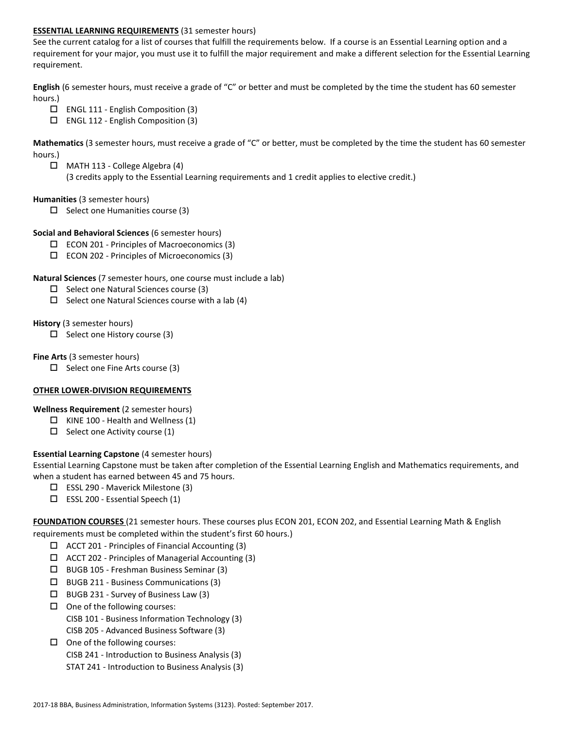**ESSENTIAL LEARNING REQUIREMENTS** (31 semester hours)

See the current catalog for a list of courses that fulfill the requirements below. If a course is an Essential Learning option and a requirement for your major, you must use it to fulfill the major requirement and make a different selection for the Essential Learning requirement.

**English** (6 semester hours, must receive a grade of "C" or better and must be completed by the time the student has 60 semester hours.)

- ☐ ENGL 111 - English Composition (3)
- ☐ ENGL 112 - English Composition (3)

**Mathematics** (3 semester hours, must receive a grade of "C" or better, must be completed by the time the student has 60 semester hours.)

- ☐ MATH 113 - College Algebra (4)
  (3 credits apply to the Essential Learning requirements and 1 credit applies to elective credit.)

**Humanities** (3 semester hours)

- ☐ Select one Humanities course (3)

**Social and Behavioral Sciences** (6 semester hours)

- ☐ ECON 201 - Principles of Macroeconomics (3)
- ☐ ECON 202 - Principles of Microeconomics (3)

**Natural Sciences** (7 semester hours, one course must include a lab)

- ☐ Select one Natural Sciences course (3)
- ☐ Select one Natural Sciences course with a lab (4)

**History** (3 semester hours)

- ☐ Select one History course (3)

**Fine Arts** (3 semester hours)

- ☐ Select one Fine Arts course (3)

**OTHER LOWER-DIVISION REQUIREMENTS**

**Wellness Requirement** (2 semester hours)

- ☐ KINE 100 - Health and Wellness (1)
- ☐ Select one Activity course (1)

**Essential Learning Capstone** (4 semester hours)

Essential Learning Capstone must be taken after completion of the Essential Learning English and Mathematics requirements, and when a student has earned between 45 and 75 hours.

- ☐ ESSL 290 - Maverick Milestone (3)
- ☐ ESSL 200 - Essential Speech (1)

**FOUNDATION COURSES** (21 semester hours. These courses plus ECON 201, ECON 202, and Essential Learning Math & English requirements must be completed within the student's first 60 hours.)

- ☐ ACCT 201 - Principles of Financial Accounting (3)
- ☐ ACCT 202 - Principles of Managerial Accounting (3)
- ☐ BUGB 105 - Freshman Business Seminar (3)
- ☐ BUGB 211 - Business Communications (3)
- ☐ BUGB 231 - Survey of Business Law (3)
- ☐ One of the following courses:
  CISB 101 - Business Information Technology (3)
  CISB 205 - Advanced Business Software (3)
- ☐ One of the following courses:
  CISB 241 - Introduction to Business Analysis (3)
  STAT 241 - Introduction to Business Analysis (3)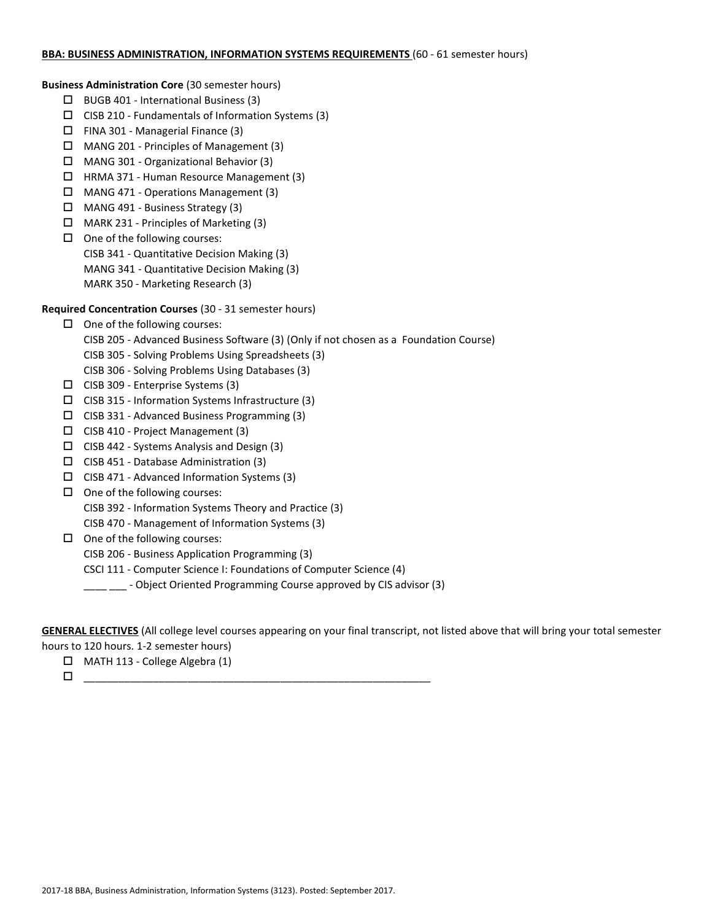**BBA: BUSINESS ADMINISTRATION, INFORMATION SYSTEMS REQUIREMENTS** (60 - 61 semester hours)

**Business Administration Core** (30 semester hours)

- ☐ BUGB 401 - International Business (3)
- ☐ CISB 210 - Fundamentals of Information Systems (3)
- ☐ FINA 301 - Managerial Finance (3)
- ☐ MANG 201 - Principles of Management (3)
- ☐ MANG 301 - Organizational Behavior (3)
- ☐ HRMA 371 - Human Resource Management (3)
- ☐ MANG 471 - Operations Management (3)
- ☐ MANG 491 - Business Strategy (3)
- ☐ MARK 231 - Principles of Marketing (3)
- ☐ One of the following courses:
  CISB 341 - Quantitative Decision Making (3)
  MANG 341 - Quantitative Decision Making (3)
  MARK 350 - Marketing Research (3)

**Required Concentration Courses** (30 - 31 semester hours)

- ☐ One of the following courses:
  CISB 205 - Advanced Business Software (3) (Only if not chosen as a Foundation Course)
  CISB 305 - Solving Problems Using Spreadsheets (3)
  CISB 306 - Solving Problems Using Databases (3)
- ☐ CISB 309 - Enterprise Systems (3)
- ☐ CISB 315 - Information Systems Infrastructure (3)
- ☐ CISB 331 - Advanced Business Programming (3)
- ☐ CISB 410 - Project Management (3)
- ☐ CISB 442 - Systems Analysis and Design (3)
- ☐ CISB 451 - Database Administration (3)
- ☐ CISB 471 - Advanced Information Systems (3)
- ☐ One of the following courses:
  CISB 392 - Information Systems Theory and Practice (3)
  CISB 470 - Management of Information Systems (3)
- ☐ One of the following courses:
  CISB 206 - Business Application Programming (3)
  CSCI 111 - Computer Science I: Foundations of Computer Science (4)
  ____ ___ - Object Oriented Programming Course approved by CIS advisor (3)

**GENERAL ELECTIVES** (All college level courses appearing on your final transcript, not listed above that will bring your total semester hours to 120 hours. 1-2 semester hours)

- ☐ MATH 113 - College Algebra (1)
- ☐ ______________________________________________________________

2017-18 BBA, Business Administration, Information Systems (3123). Posted: September 2017.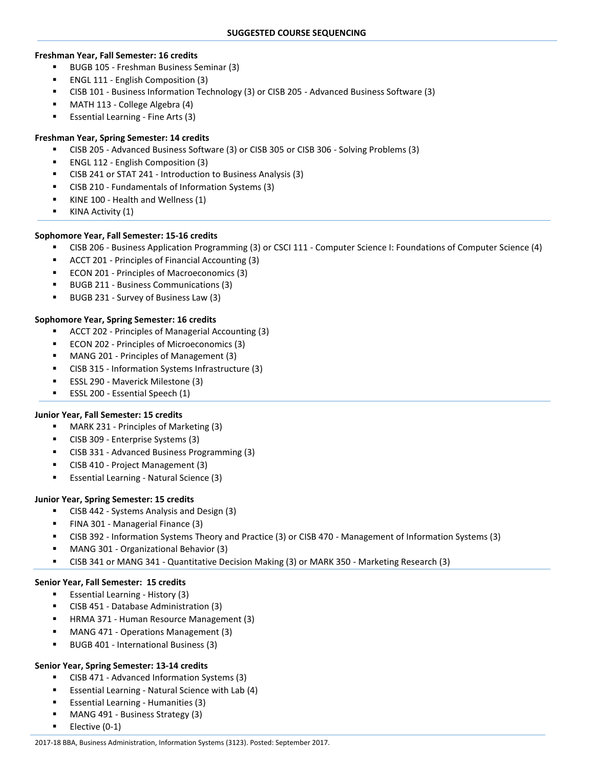## SUGGESTED COURSE SEQUENCING

**Freshman Year, Fall Semester: 16 credits**

- BUGB 105 - Freshman Business Seminar (3)
- ENGL 111 - English Composition (3)
- CISB 101 - Business Information Technology (3) or CISB 205 - Advanced Business Software (3)
- MATH 113 - College Algebra (4)
- Essential Learning - Fine Arts (3)

**Freshman Year, Spring Semester: 14 credits**

- CISB 205 - Advanced Business Software (3) or CISB 305 or CISB 306 - Solving Problems (3)
- ENGL 112 - English Composition (3)
- CISB 241 or STAT 241 - Introduction to Business Analysis (3)
- CISB 210 - Fundamentals of Information Systems (3)
- KINE 100 - Health and Wellness (1)
- KINA Activity (1)

**Sophomore Year, Fall Semester: 15-16 credits**

- CISB 206 - Business Application Programming (3) or CSCI 111 - Computer Science I: Foundations of Computer Science (4)
- ACCT 201 - Principles of Financial Accounting (3)
- ECON 201 - Principles of Macroeconomics (3)
- BUGB 211 - Business Communications (3)
- BUGB 231 - Survey of Business Law (3)

**Sophomore Year, Spring Semester: 16 credits**

- ACCT 202 - Principles of Managerial Accounting (3)
- ECON 202 - Principles of Microeconomics (3)
- MANG 201 - Principles of Management (3)
- CISB 315 - Information Systems Infrastructure (3)
- ESSL 290 - Maverick Milestone (3)
- ESSL 200 - Essential Speech (1)

**Junior Year, Fall Semester: 15 credits**

- MARK 231 - Principles of Marketing (3)
- CISB 309 - Enterprise Systems (3)
- CISB 331 - Advanced Business Programming (3)
- CISB 410 - Project Management (3)
- Essential Learning - Natural Science (3)

**Junior Year, Spring Semester: 15 credits**

- CISB 442 - Systems Analysis and Design (3)
- FINA 301 - Managerial Finance (3)
- CISB 392 - Information Systems Theory and Practice (3) or CISB 470 - Management of Information Systems (3)
- MANG 301 - Organizational Behavior (3)
- CISB 341 or MANG 341 - Quantitative Decision Making (3) or MARK 350 - Marketing Research (3)

**Senior Year, Fall Semester: 15 credits**

- Essential Learning - History (3)
- CISB 451 - Database Administration (3)
- HRMA 371 - Human Resource Management (3)
- MANG 471 - Operations Management (3)
- BUGB 401 - International Business (3)

**Senior Year, Spring Semester: 13-14 credits**

- CISB 471 - Advanced Information Systems (3)
- Essential Learning - Natural Science with Lab (4)
- Essential Learning - Humanities (3)
- MANG 491 - Business Strategy (3)
- Elective (0-1)

2017-18 BBA, Business Administration, Information Systems (3123). Posted: September 2017.